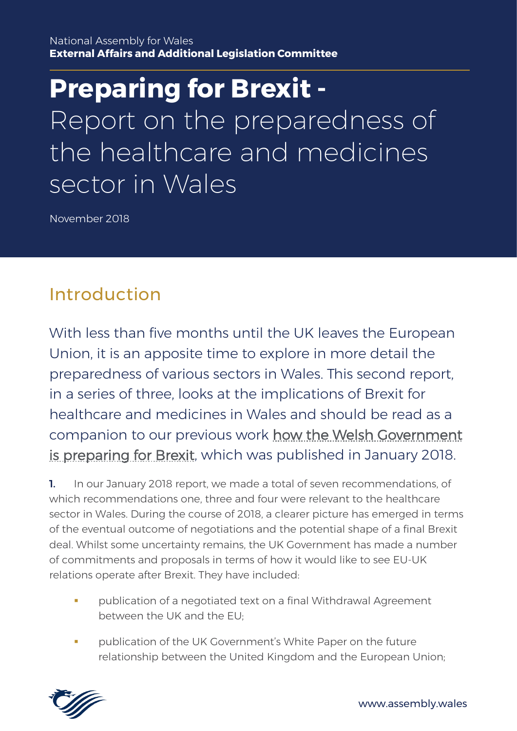National Assembly for Wales
**External Affairs and Additional Legislation Committee**

# Preparing for Brexit - Report on the preparedness of the healthcare and medicines sector in Wales

November 2018

## Introduction

With less than five months until the UK leaves the European Union, it is an apposite time to explore in more detail the preparedness of various sectors in Wales. This second report, in a series of three, looks at the implications of Brexit for healthcare and medicines in Wales and should be read as a companion to our previous work how the Welsh Government is preparing for Brexit, which was published in January 2018.

**1.** In our January 2018 report, we made a total of seven recommendations, of which recommendations one, three and four were relevant to the healthcare sector in Wales. During the course of 2018, a clearer picture has emerged in terms of the eventual outcome of negotiations and the potential shape of a final Brexit deal. Whilst some uncertainty remains, the UK Government has made a number of commitments and proposals in terms of how it would like to see EU-UK relations operate after Brexit. They have included:

- publication of a negotiated text on a final Withdrawal Agreement between the UK and the EU;
- publication of the UK Government's White Paper on the future relationship between the United Kingdom and the European Union;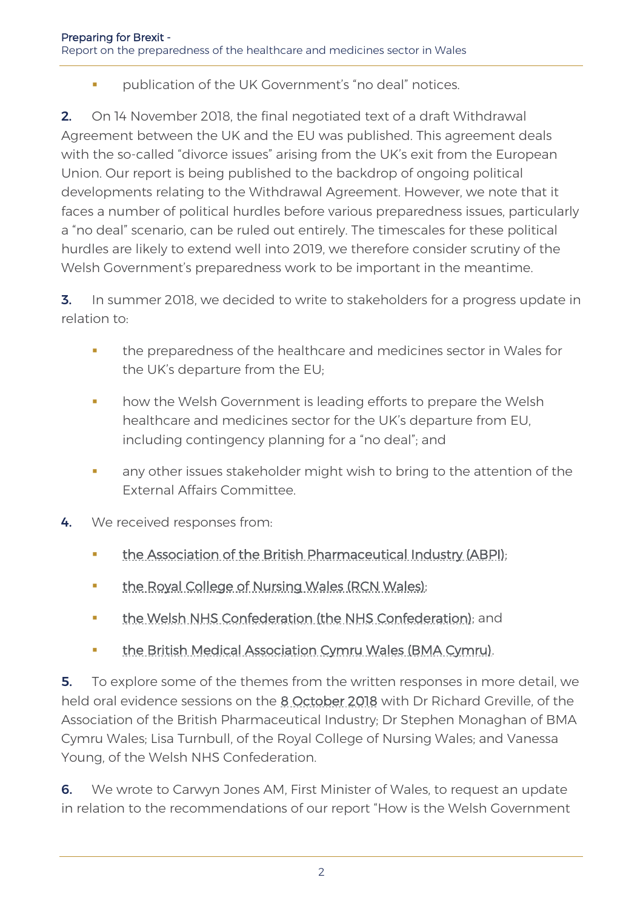- publication of the UK Government's "no deal" notices.

**2.** On 14 November 2018, the final negotiated text of a draft Withdrawal Agreement between the UK and the EU was published. This agreement deals with the so-called "divorce issues" arising from the UK's exit from the European Union. Our report is being published to the backdrop of ongoing political developments relating to the Withdrawal Agreement. However, we note that it faces a number of political hurdles before various preparedness issues, particularly a "no deal" scenario, can be ruled out entirely. The timescales for these political hurdles are likely to extend well into 2019, we therefore consider scrutiny of the Welsh Government's preparedness work to be important in the meantime.

**3.** In summer 2018, we decided to write to stakeholders for a progress update in relation to:

- the preparedness of the healthcare and medicines sector in Wales for the UK's departure from the EU;
- how the Welsh Government is leading efforts to prepare the Welsh healthcare and medicines sector for the UK's departure from EU, including contingency planning for a "no deal"; and
- any other issues stakeholder might wish to bring to the attention of the External Affairs Committee.

**4.** We received responses from:

- the Association of the British Pharmaceutical Industry (ABPI);
- the Royal College of Nursing Wales (RCN Wales);
- the Welsh NHS Confederation (the NHS Confederation); and
- the British Medical Association Cymru Wales (BMA Cymru).

**5.** To explore some of the themes from the written responses in more detail, we held oral evidence sessions on the 8 October 2018 with Dr Richard Greville, of the Association of the British Pharmaceutical Industry; Dr Stephen Monaghan of BMA Cymru Wales; Lisa Turnbull, of the Royal College of Nursing Wales; and Vanessa Young, of the Welsh NHS Confederation.

**6.** We wrote to Carwyn Jones AM, First Minister of Wales, to request an update in relation to the recommendations of our report "How is the Welsh Government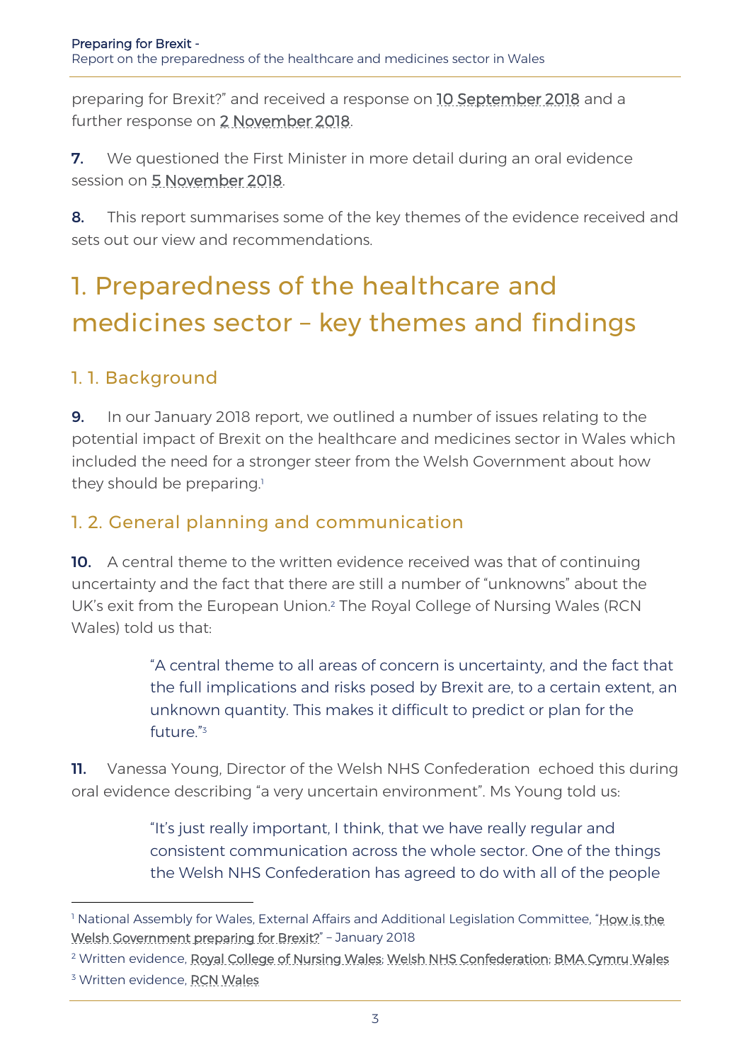preparing for Brexit?" and received a response on 10 September 2018 and a further response on 2 November 2018.

**7.** We questioned the First Minister in more detail during an oral evidence session on 5 November 2018.

**8.** This report summarises some of the key themes of the evidence received and sets out our view and recommendations.

# 1. Preparedness of the healthcare and medicines sector – key themes and findings

## 1. 1. Background

**9.** In our January 2018 report, we outlined a number of issues relating to the potential impact of Brexit on the healthcare and medicines sector in Wales which included the need for a stronger steer from the Welsh Government about how they should be preparing.[1]

## 1. 2. General planning and communication

**10.** A central theme to the written evidence received was that of continuing uncertainty and the fact that there are still a number of "unknowns" about the UK's exit from the European Union.[2] The Royal College of Nursing Wales (RCN Wales) told us that:

> "A central theme to all areas of concern is uncertainty, and the fact that the full implications and risks posed by Brexit are, to a certain extent, an unknown quantity. This makes it difficult to predict or plan for the future."[3]

**11.** Vanessa Young, Director of the Welsh NHS Confederation echoed this during oral evidence describing "a very uncertain environment". Ms Young told us:

> "It's just really important, I think, that we have really regular and consistent communication across the whole sector. One of the things the Welsh NHS Confederation has agreed to do with all of the people

---

[1] National Assembly for Wales, External Affairs and Additional Legislation Committee, "How is the Welsh Government preparing for Brexit?" – January 2018

[2] Written evidence, Royal College of Nursing Wales; Welsh NHS Confederation; BMA Cymru Wales

[3] Written evidence, RCN Wales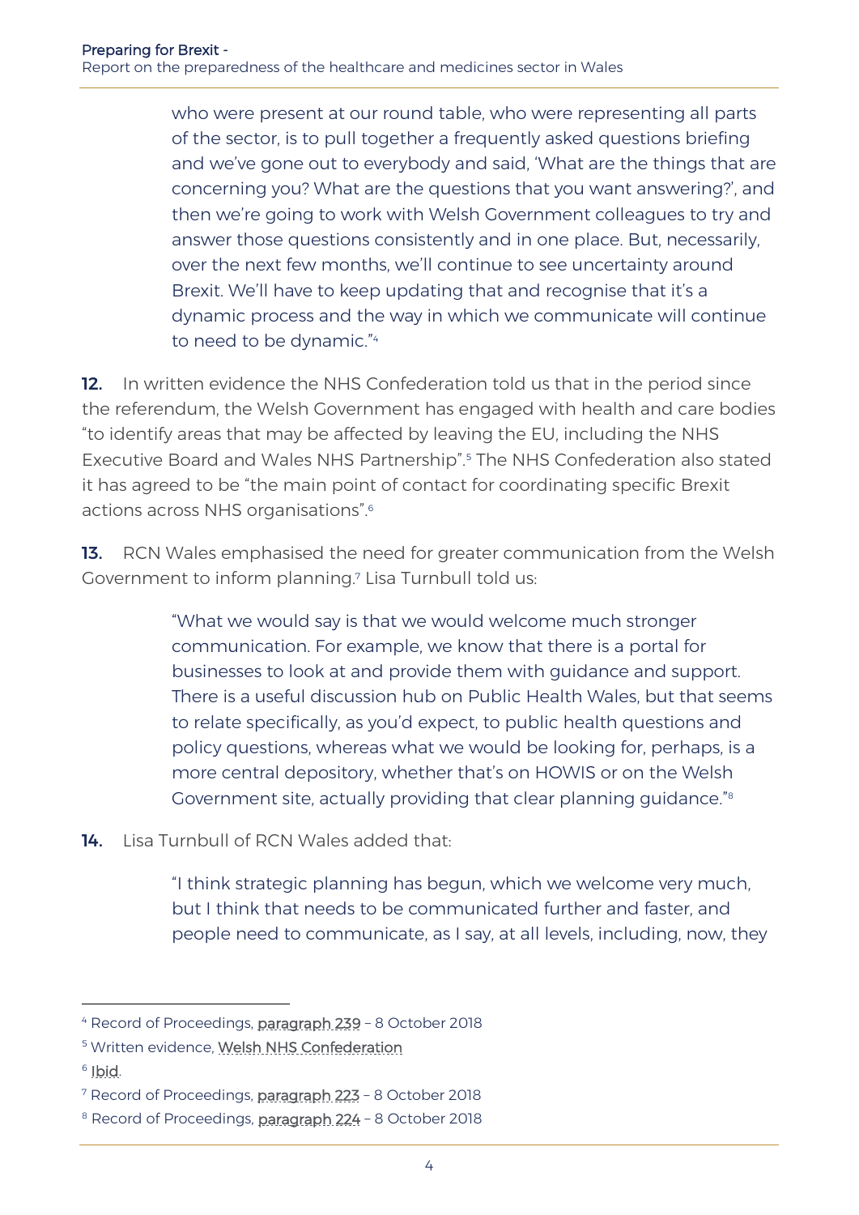> who were present at our round table, who were representing all parts of the sector, is to pull together a frequently asked questions briefing and we've gone out to everybody and said, 'What are the things that are concerning you? What are the questions that you want answering?', and then we're going to work with Welsh Government colleagues to try and answer those questions consistently and in one place. But, necessarily, over the next few months, we'll continue to see uncertainty around Brexit. We'll have to keep updating that and recognise that it's a dynamic process and the way in which we communicate will continue to need to be dynamic."[4]

**12.** In written evidence the NHS Confederation told us that in the period since the referendum, the Welsh Government has engaged with health and care bodies "to identify areas that may be affected by leaving the EU, including the NHS Executive Board and Wales NHS Partnership".[5] The NHS Confederation also stated it has agreed to be "the main point of contact for coordinating specific Brexit actions across NHS organisations".[6]

**13.** RCN Wales emphasised the need for greater communication from the Welsh Government to inform planning.[7] Lisa Turnbull told us:

> "What we would say is that we would welcome much stronger communication. For example, we know that there is a portal for businesses to look at and provide them with guidance and support. There is a useful discussion hub on Public Health Wales, but that seems to relate specifically, as you'd expect, to public health questions and policy questions, whereas what we would be looking for, perhaps, is a more central depository, whether that's on HOWIS or on the Welsh Government site, actually providing that clear planning guidance."[8]

**14.** Lisa Turnbull of RCN Wales added that:

> "I think strategic planning has begun, which we welcome very much, but I think that needs to be communicated further and faster, and people need to communicate, as I say, at all levels, including, now, they

---

[4] Record of Proceedings, paragraph 239 – 8 October 2018

[5] Written evidence, Welsh NHS Confederation

[6] Ibid.

[7] Record of Proceedings, paragraph 223 – 8 October 2018

[8] Record of Proceedings, paragraph 224 – 8 October 2018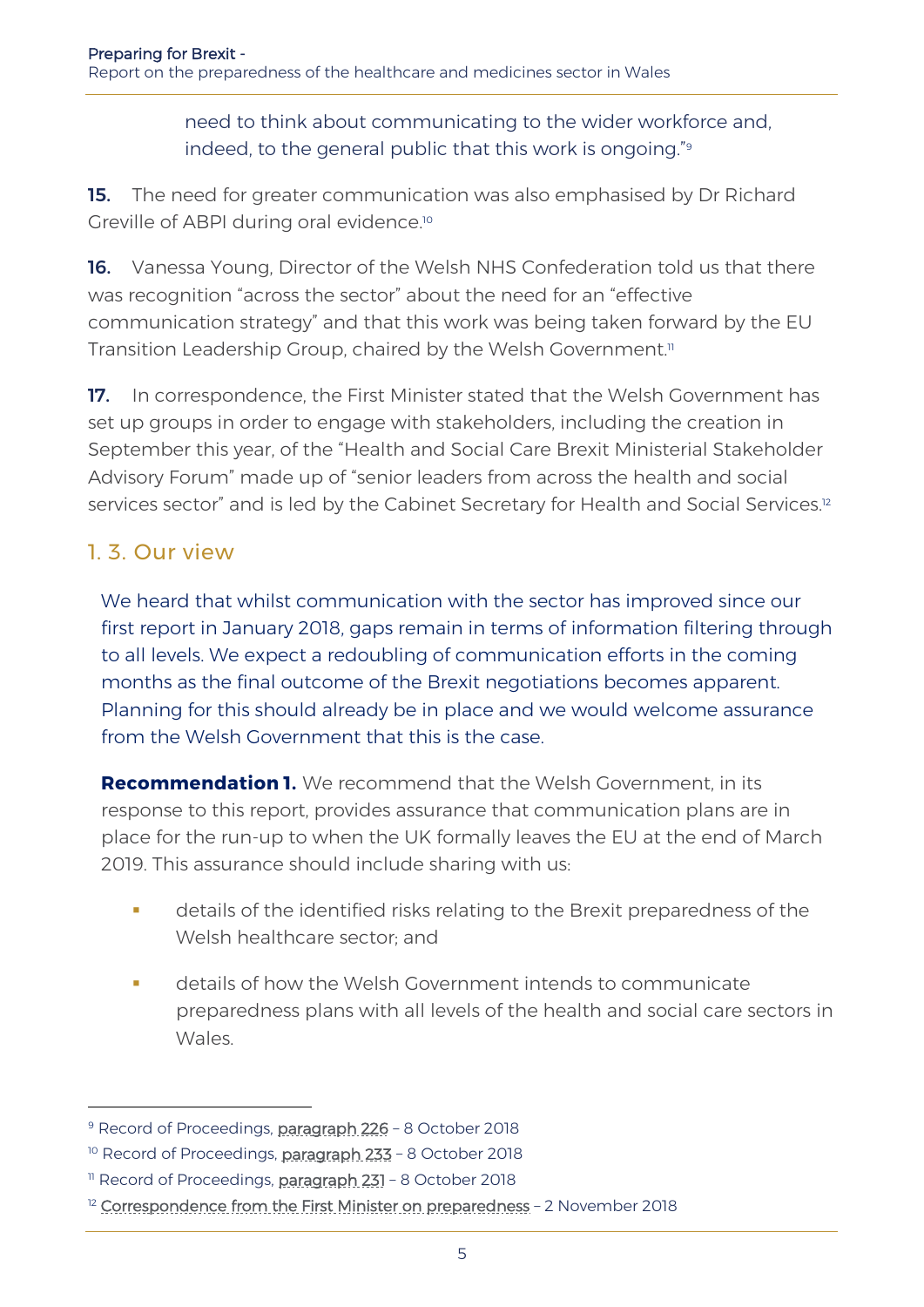need to think about communicating to the wider workforce and, indeed, to the general public that this work is ongoing."[9]

**15.** The need for greater communication was also emphasised by Dr Richard Greville of ABPI during oral evidence.[10]

**16.** Vanessa Young, Director of the Welsh NHS Confederation told us that there was recognition "across the sector" about the need for an "effective communication strategy" and that this work was being taken forward by the EU Transition Leadership Group, chaired by the Welsh Government.[11]

**17.** In correspondence, the First Minister stated that the Welsh Government has set up groups in order to engage with stakeholders, including the creation in September this year, of the "Health and Social Care Brexit Ministerial Stakeholder Advisory Forum" made up of "senior leaders from across the health and social services sector" and is led by the Cabinet Secretary for Health and Social Services.[12]

## 1. 3. Our view

We heard that whilst communication with the sector has improved since our first report in January 2018, gaps remain in terms of information filtering through to all levels. We expect a redoubling of communication efforts in the coming months as the final outcome of the Brexit negotiations becomes apparent. Planning for this should already be in place and we would welcome assurance from the Welsh Government that this is the case.

**Recommendation 1.** We recommend that the Welsh Government, in its response to this report, provides assurance that communication plans are in place for the run-up to when the UK formally leaves the EU at the end of March 2019. This assurance should include sharing with us:

- details of the identified risks relating to the Brexit preparedness of the Welsh healthcare sector; and
- details of how the Welsh Government intends to communicate preparedness plans with all levels of the health and social care sectors in Wales.

---

[9] Record of Proceedings, paragraph 226 – 8 October 2018

[10] Record of Proceedings, paragraph 233 – 8 October 2018

[11] Record of Proceedings, paragraph 231 – 8 October 2018

[12] Correspondence from the First Minister on preparedness – 2 November 2018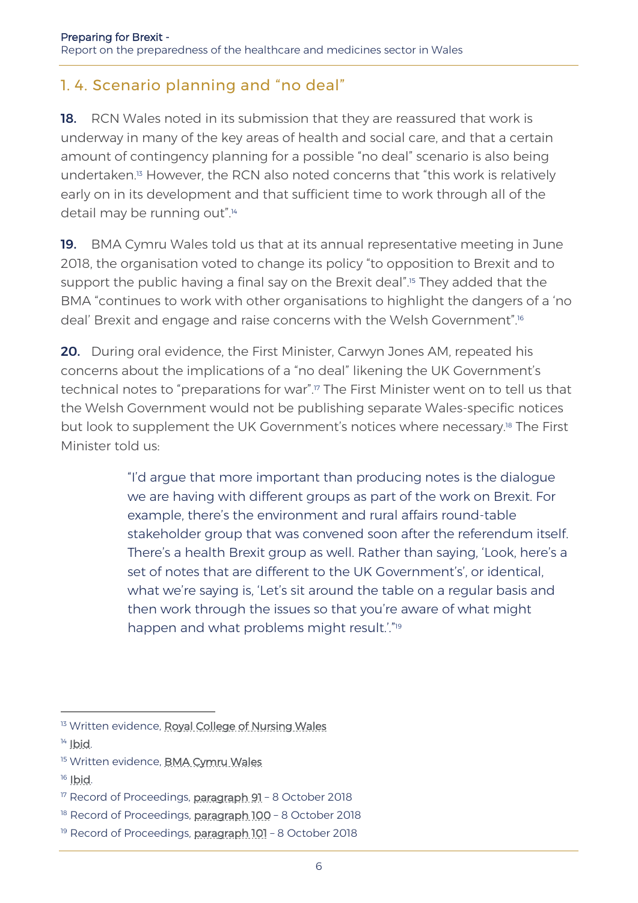## 1. 4. Scenario planning and "no deal"

**18.** RCN Wales noted in its submission that they are reassured that work is underway in many of the key areas of health and social care, and that a certain amount of contingency planning for a possible "no deal" scenario is also being undertaken.[13] However, the RCN also noted concerns that "this work is relatively early on in its development and that sufficient time to work through all of the detail may be running out".[14]

**19.** BMA Cymru Wales told us that at its annual representative meeting in June 2018, the organisation voted to change its policy "to opposition to Brexit and to support the public having a final say on the Brexit deal".[15] They added that the BMA "continues to work with other organisations to highlight the dangers of a 'no deal' Brexit and engage and raise concerns with the Welsh Government".[16]

**20.** During oral evidence, the First Minister, Carwyn Jones AM, repeated his concerns about the implications of a "no deal" likening the UK Government's technical notes to "preparations for war".[17] The First Minister went on to tell us that the Welsh Government would not be publishing separate Wales-specific notices but look to supplement the UK Government's notices where necessary.[18] The First Minister told us:

> "I'd argue that more important than producing notes is the dialogue we are having with different groups as part of the work on Brexit. For example, there's the environment and rural affairs round-table stakeholder group that was convened soon after the referendum itself. There's a health Brexit group as well. Rather than saying, 'Look, here's a set of notes that are different to the UK Government's', or identical, what we're saying is, 'Let's sit around the table on a regular basis and then work through the issues so that you're aware of what might happen and what problems might result.'."[19]

---

[13] Written evidence, Royal College of Nursing Wales

[14] Ibid.

[15] Written evidence, BMA Cymru Wales

[16] Ibid.

[17] Record of Proceedings, paragraph 91 – 8 October 2018

[18] Record of Proceedings, paragraph 100 – 8 October 2018

[19] Record of Proceedings, paragraph 101 – 8 October 2018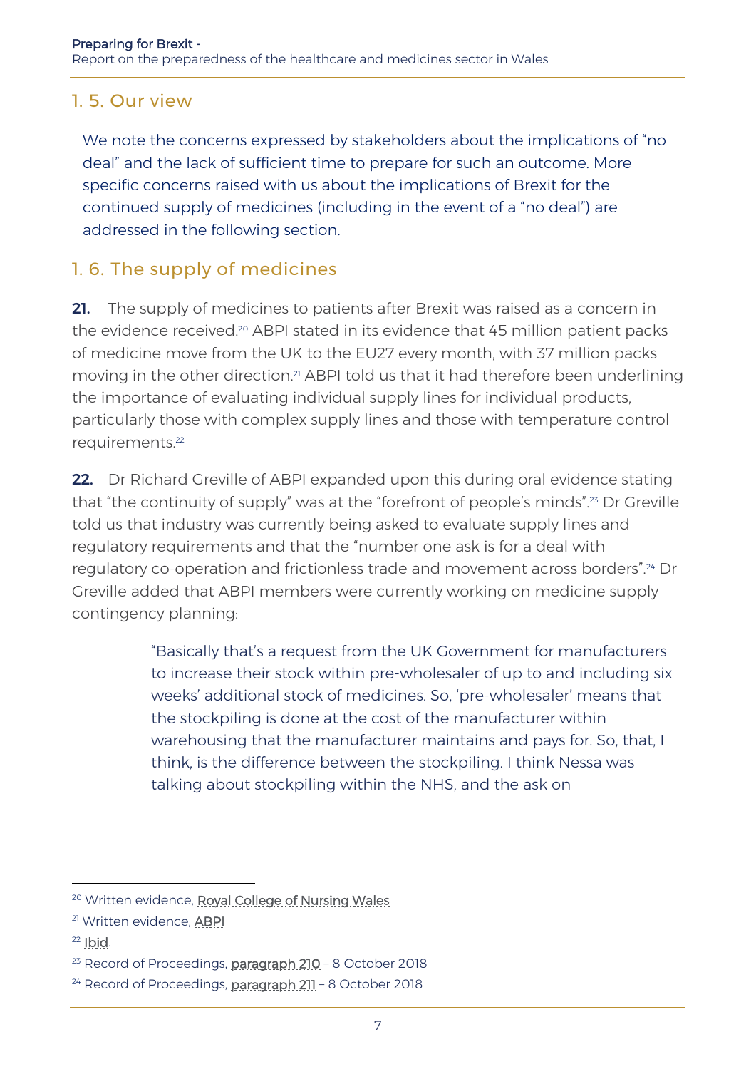## 1. 5. Our view

We note the concerns expressed by stakeholders about the implications of "no deal" and the lack of sufficient time to prepare for such an outcome. More specific concerns raised with us about the implications of Brexit for the continued supply of medicines (including in the event of a "no deal") are addressed in the following section.

## 1. 6. The supply of medicines

**21.** The supply of medicines to patients after Brexit was raised as a concern in the evidence received.[20] ABPI stated in its evidence that 45 million patient packs of medicine move from the UK to the EU27 every month, with 37 million packs moving in the other direction.[21] ABPI told us that it had therefore been underlining the importance of evaluating individual supply lines for individual products, particularly those with complex supply lines and those with temperature control requirements.[22]

**22.** Dr Richard Greville of ABPI expanded upon this during oral evidence stating that "the continuity of supply" was at the "forefront of people's minds".[23] Dr Greville told us that industry was currently being asked to evaluate supply lines and regulatory requirements and that the "number one ask is for a deal with regulatory co-operation and frictionless trade and movement across borders".[24] Dr Greville added that ABPI members were currently working on medicine supply contingency planning:

> "Basically that's a request from the UK Government for manufacturers to increase their stock within pre-wholesaler of up to and including six weeks' additional stock of medicines. So, 'pre-wholesaler' means that the stockpiling is done at the cost of the manufacturer within warehousing that the manufacturer maintains and pays for. So, that, I think, is the difference between the stockpiling. I think Nessa was talking about stockpiling within the NHS, and the ask on

---

[20] Written evidence, Royal College of Nursing Wales

[21] Written evidence, ABPI

[22] Ibid.

[23] Record of Proceedings, paragraph 210 – 8 October 2018

[24] Record of Proceedings, paragraph 211 – 8 October 2018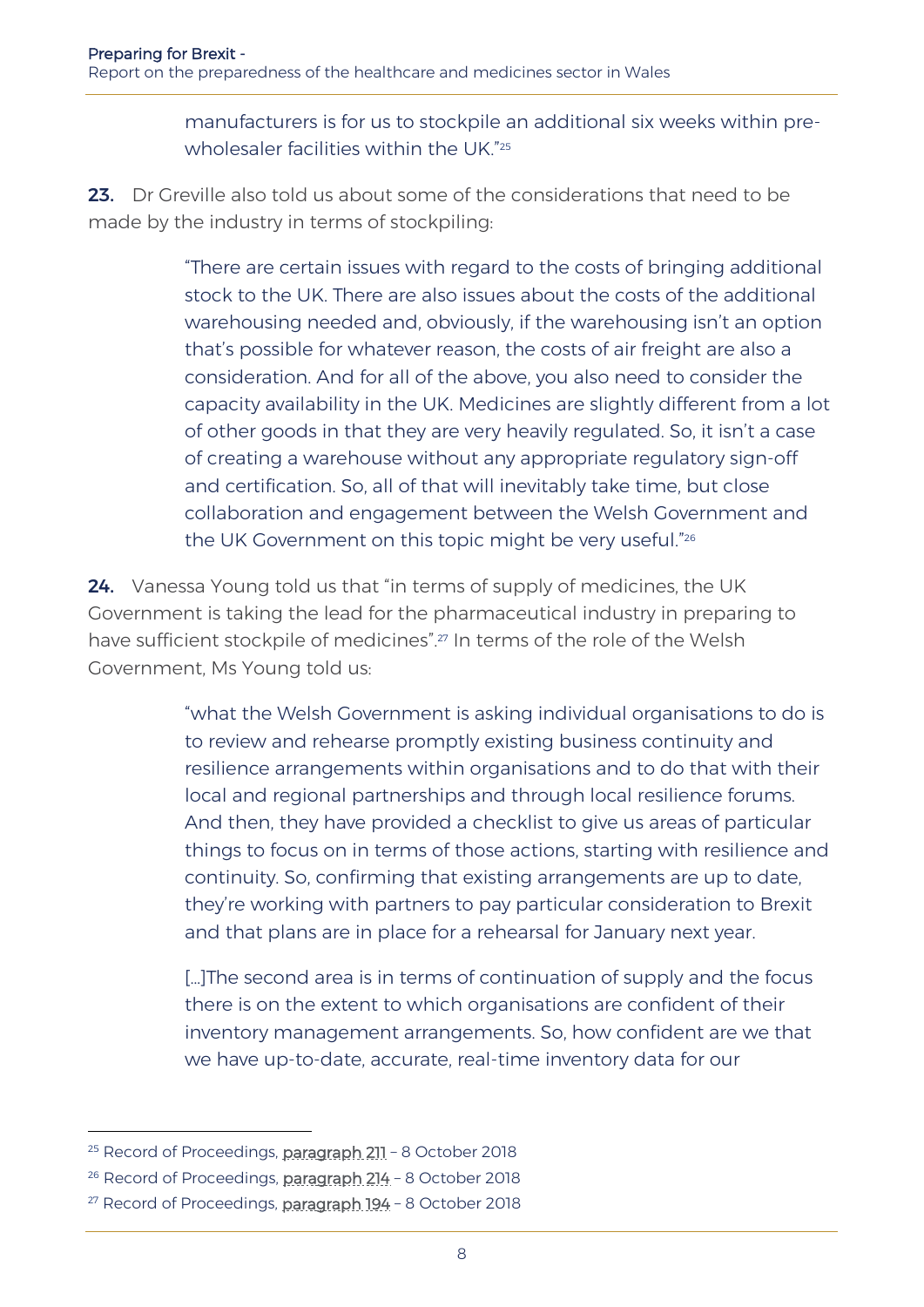manufacturers is for us to stockpile an additional six weeks within pre-wholesaler facilities within the UK."[25]

**23.** Dr Greville also told us about some of the considerations that need to be made by the industry in terms of stockpiling:

> "There are certain issues with regard to the costs of bringing additional stock to the UK. There are also issues about the costs of the additional warehousing needed and, obviously, if the warehousing isn't an option that's possible for whatever reason, the costs of air freight are also a consideration. And for all of the above, you also need to consider the capacity availability in the UK. Medicines are slightly different from a lot of other goods in that they are very heavily regulated. So, it isn't a case of creating a warehouse without any appropriate regulatory sign-off and certification. So, all of that will inevitably take time, but close collaboration and engagement between the Welsh Government and the UK Government on this topic might be very useful."[26]

**24.** Vanessa Young told us that "in terms of supply of medicines, the UK Government is taking the lead for the pharmaceutical industry in preparing to have sufficient stockpile of medicines".[27] In terms of the role of the Welsh Government, Ms Young told us:

> "what the Welsh Government is asking individual organisations to do is to review and rehearse promptly existing business continuity and resilience arrangements within organisations and to do that with their local and regional partnerships and through local resilience forums. And then, they have provided a checklist to give us areas of particular things to focus on in terms of those actions, starting with resilience and continuity. So, confirming that existing arrangements are up to date, they're working with partners to pay particular consideration to Brexit and that plans are in place for a rehearsal for January next year.
>
> […]The second area is in terms of continuation of supply and the focus there is on the extent to which organisations are confident of their inventory management arrangements. So, how confident are we that we have up-to-date, accurate, real-time inventory data for our

[25] Record of Proceedings, paragraph 211 – 8 October 2018

[26] Record of Proceedings, paragraph 214 – 8 October 2018

[27] Record of Proceedings, paragraph 194 – 8 October 2018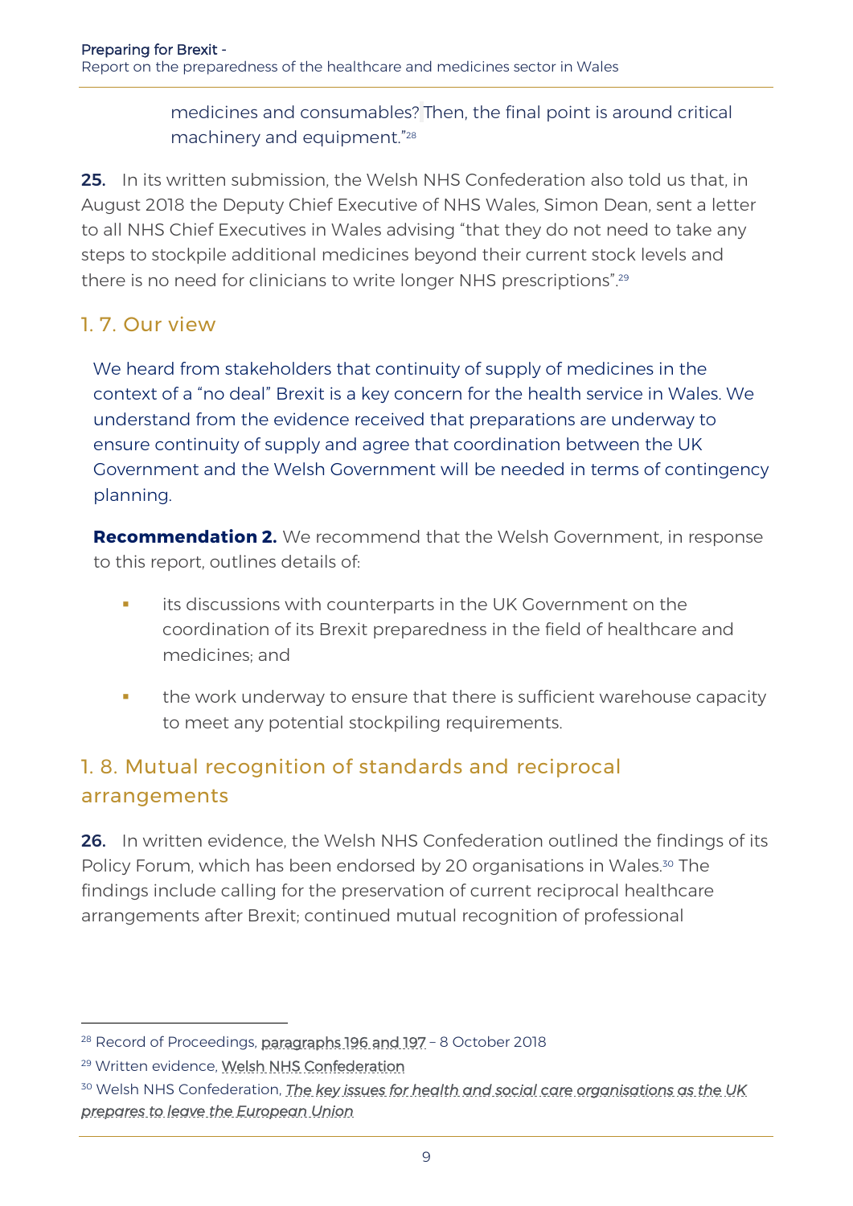medicines and consumables? Then, the final point is around critical machinery and equipment."[28]

**25.** In its written submission, the Welsh NHS Confederation also told us that, in August 2018 the Deputy Chief Executive of NHS Wales, Simon Dean, sent a letter to all NHS Chief Executives in Wales advising "that they do not need to take any steps to stockpile additional medicines beyond their current stock levels and there is no need for clinicians to write longer NHS prescriptions".[29]

## 1. 7. Our view

We heard from stakeholders that continuity of supply of medicines in the context of a "no deal" Brexit is a key concern for the health service in Wales. We understand from the evidence received that preparations are underway to ensure continuity of supply and agree that coordination between the UK Government and the Welsh Government will be needed in terms of contingency planning.

**Recommendation 2.** We recommend that the Welsh Government, in response to this report, outlines details of:

- its discussions with counterparts in the UK Government on the coordination of its Brexit preparedness in the field of healthcare and medicines; and
- the work underway to ensure that there is sufficient warehouse capacity to meet any potential stockpiling requirements.

## 1. 8. Mutual recognition of standards and reciprocal arrangements

**26.** In written evidence, the Welsh NHS Confederation outlined the findings of its Policy Forum, which has been endorsed by 20 organisations in Wales.[30] The findings include calling for the preservation of current reciprocal healthcare arrangements after Brexit; continued mutual recognition of professional

---

[28] Record of Proceedings, paragraphs 196 and 197 – 8 October 2018

[29] Written evidence, Welsh NHS Confederation

[30] Welsh NHS Confederation, *The key issues for health and social care organisations as the UK prepares to leave the European Union*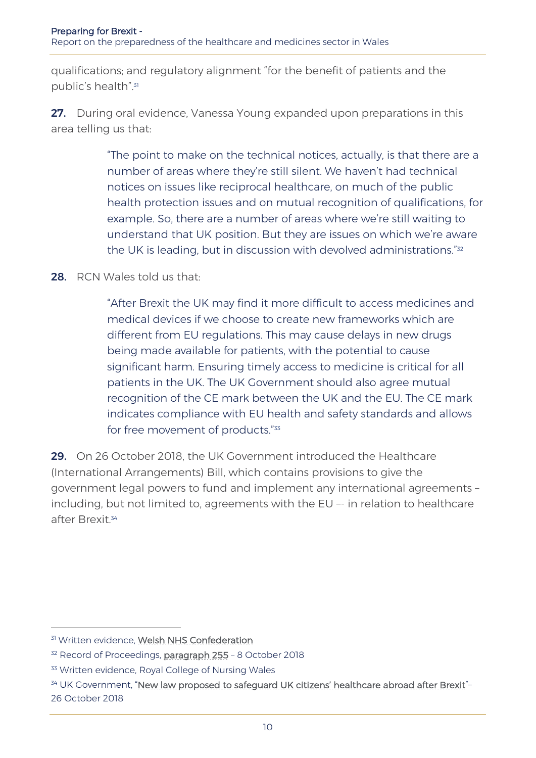qualifications; and regulatory alignment "for the benefit of patients and the public's health".[31]

**27.** During oral evidence, Vanessa Young expanded upon preparations in this area telling us that:

> "The point to make on the technical notices, actually, is that there are a number of areas where they're still silent. We haven't had technical notices on issues like reciprocal healthcare, on much of the public health protection issues and on mutual recognition of qualifications, for example. So, there are a number of areas where we're still waiting to understand that UK position. But they are issues on which we're aware the UK is leading, but in discussion with devolved administrations."[32]

**28.** RCN Wales told us that:

> "After Brexit the UK may find it more difficult to access medicines and medical devices if we choose to create new frameworks which are different from EU regulations. This may cause delays in new drugs being made available for patients, with the potential to cause significant harm. Ensuring timely access to medicine is critical for all patients in the UK. The UK Government should also agree mutual recognition of the CE mark between the UK and the EU. The CE mark indicates compliance with EU health and safety standards and allows for free movement of products."[33]

**29.** On 26 October 2018, the UK Government introduced the Healthcare (International Arrangements) Bill, which contains provisions to give the government legal powers to fund and implement any international agreements – including, but not limited to, agreements with the EU –- in relation to healthcare after Brexit.[34]

---

[31] Written evidence, Welsh NHS Confederation

[32] Record of Proceedings, paragraph 255 – 8 October 2018

[33] Written evidence, Royal College of Nursing Wales

[34] UK Government, "New law proposed to safeguard UK citizens' healthcare abroad after Brexit"– 26 October 2018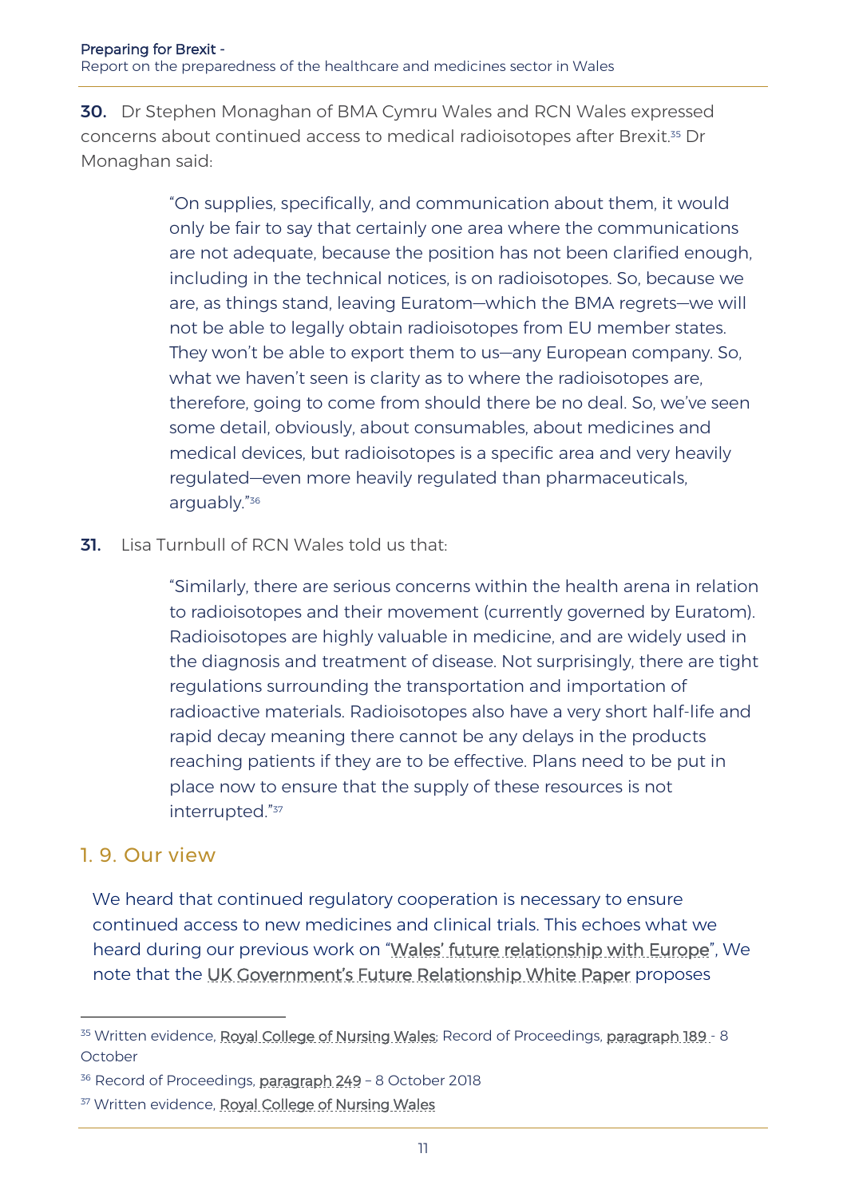**30.** Dr Stephen Monaghan of BMA Cymru Wales and RCN Wales expressed concerns about continued access to medical radioisotopes after Brexit.[35] Dr Monaghan said:

> "On supplies, specifically, and communication about them, it would only be fair to say that certainly one area where the communications are not adequate, because the position has not been clarified enough, including in the technical notices, is on radioisotopes. So, because we are, as things stand, leaving Euratom—which the BMA regrets—we will not be able to legally obtain radioisotopes from EU member states. They won't be able to export them to us—any European company. So, what we haven't seen is clarity as to where the radioisotopes are, therefore, going to come from should there be no deal. So, we've seen some detail, obviously, about consumables, about medicines and medical devices, but radioisotopes is a specific area and very heavily regulated—even more heavily regulated than pharmaceuticals, arguably."[36]

**31.** Lisa Turnbull of RCN Wales told us that:

> "Similarly, there are serious concerns within the health arena in relation to radioisotopes and their movement (currently governed by Euratom). Radioisotopes are highly valuable in medicine, and are widely used in the diagnosis and treatment of disease. Not surprisingly, there are tight regulations surrounding the transportation and importation of radioactive materials. Radioisotopes also have a very short half-life and rapid decay meaning there cannot be any delays in the products reaching patients if they are to be effective. Plans need to be put in place now to ensure that the supply of these resources is not interrupted."[37]

## 1. 9. Our view

We heard that continued regulatory cooperation is necessary to ensure continued access to new medicines and clinical trials. This echoes what we heard during our previous work on "Wales' future relationship with Europe", We note that the UK Government's Future Relationship White Paper proposes

---

[35] Written evidence, Royal College of Nursing Wales; Record of Proceedings, paragraph 189 - 8 October

[36] Record of Proceedings, paragraph 249 – 8 October 2018

[37] Written evidence, Royal College of Nursing Wales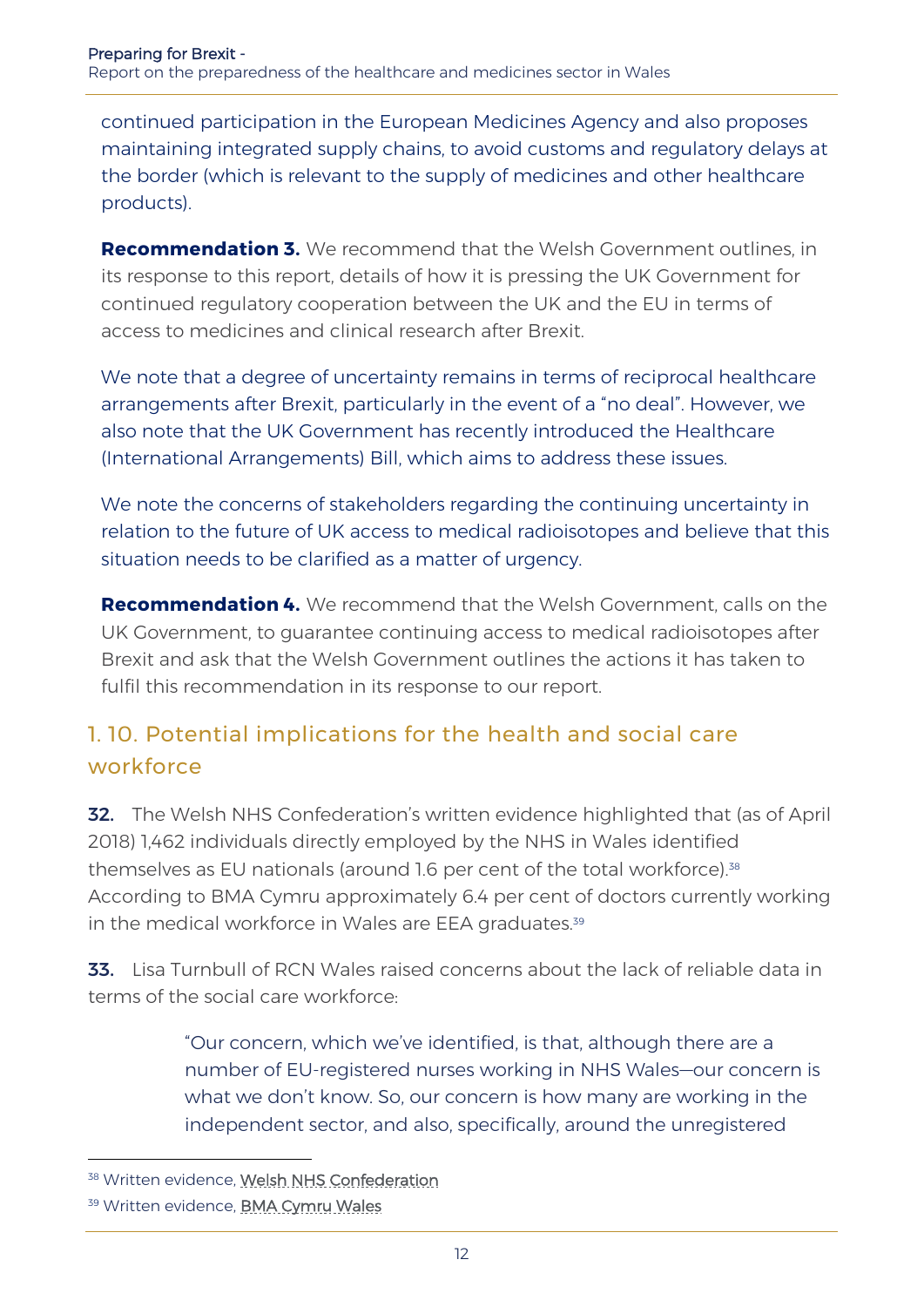continued participation in the European Medicines Agency and also proposes maintaining integrated supply chains, to avoid customs and regulatory delays at the border (which is relevant to the supply of medicines and other healthcare products).

**Recommendation 3.** We recommend that the Welsh Government outlines, in its response to this report, details of how it is pressing the UK Government for continued regulatory cooperation between the UK and the EU in terms of access to medicines and clinical research after Brexit.

We note that a degree of uncertainty remains in terms of reciprocal healthcare arrangements after Brexit, particularly in the event of a "no deal". However, we also note that the UK Government has recently introduced the Healthcare (International Arrangements) Bill, which aims to address these issues.

We note the concerns of stakeholders regarding the continuing uncertainty in relation to the future of UK access to medical radioisotopes and believe that this situation needs to be clarified as a matter of urgency.

**Recommendation 4.** We recommend that the Welsh Government, calls on the UK Government, to guarantee continuing access to medical radioisotopes after Brexit and ask that the Welsh Government outlines the actions it has taken to fulfil this recommendation in its response to our report.

## 1. 10. Potential implications for the health and social care workforce

**32.** The Welsh NHS Confederation's written evidence highlighted that (as of April 2018) 1,462 individuals directly employed by the NHS in Wales identified themselves as EU nationals (around 1.6 per cent of the total workforce).[38] According to BMA Cymru approximately 6.4 per cent of doctors currently working in the medical workforce in Wales are EEA graduates.[39]

**33.** Lisa Turnbull of RCN Wales raised concerns about the lack of reliable data in terms of the social care workforce:

> "Our concern, which we've identified, is that, although there are a number of EU-registered nurses working in NHS Wales—our concern is what we don't know. So, our concern is how many are working in the independent sector, and also, specifically, around the unregistered

[38] Written evidence, Welsh NHS Confederation

[39] Written evidence, BMA Cymru Wales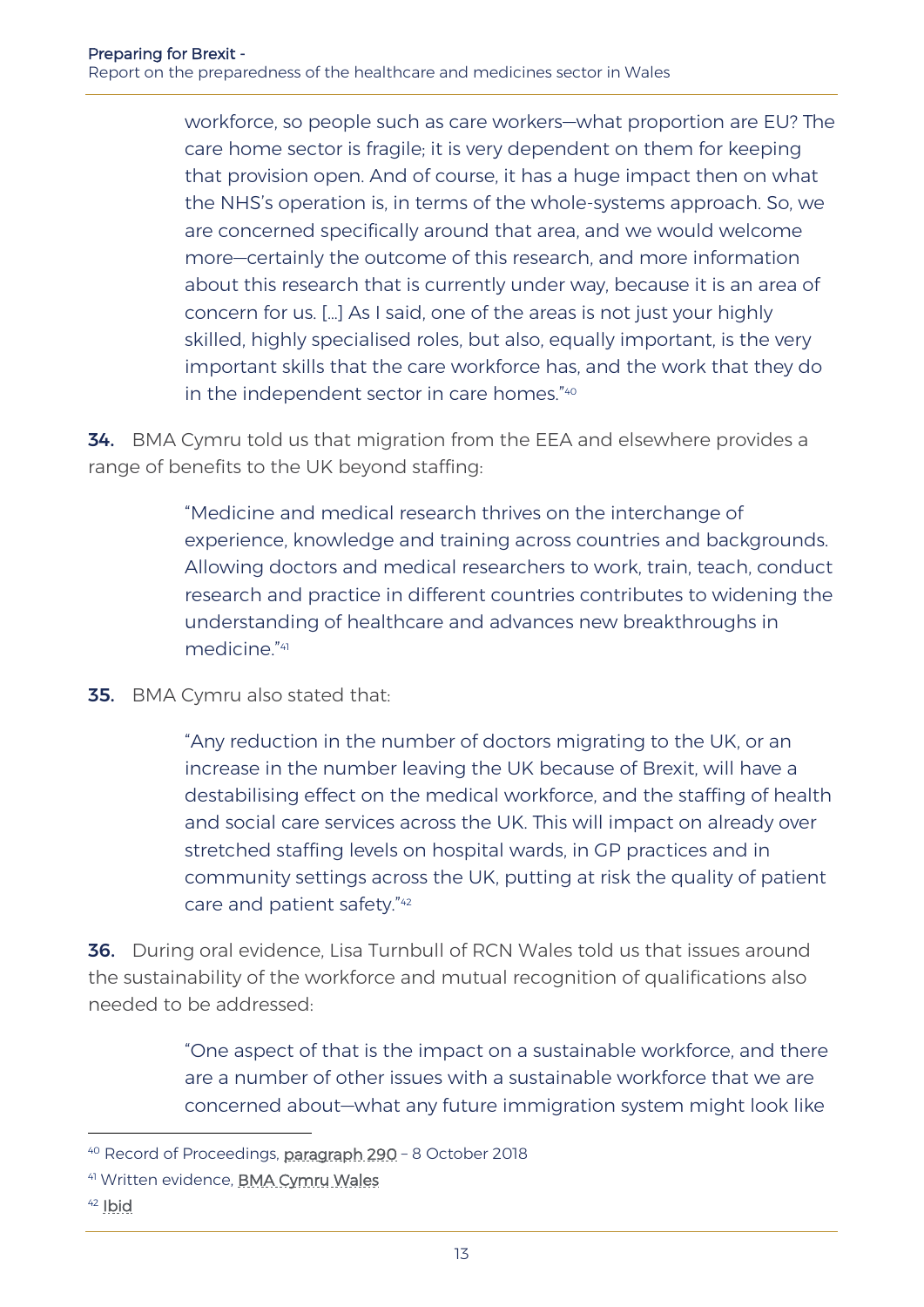> workforce, so people such as care workers—what proportion are EU? The care home sector is fragile; it is very dependent on them for keeping that provision open. And of course, it has a huge impact then on what the NHS's operation is, in terms of the whole-systems approach. So, we are concerned specifically around that area, and we would welcome more—certainly the outcome of this research, and more information about this research that is currently under way, because it is an area of concern for us. […] As I said, one of the areas is not just your highly skilled, highly specialised roles, but also, equally important, is the very important skills that the care workforce has, and the work that they do in the independent sector in care homes."[40]

**34.** BMA Cymru told us that migration from the EEA and elsewhere provides a range of benefits to the UK beyond staffing:

> "Medicine and medical research thrives on the interchange of experience, knowledge and training across countries and backgrounds. Allowing doctors and medical researchers to work, train, teach, conduct research and practice in different countries contributes to widening the understanding of healthcare and advances new breakthroughs in medicine."[41]

**35.** BMA Cymru also stated that:

> "Any reduction in the number of doctors migrating to the UK, or an increase in the number leaving the UK because of Brexit, will have a destabilising effect on the medical workforce, and the staffing of health and social care services across the UK. This will impact on already over stretched staffing levels on hospital wards, in GP practices and in community settings across the UK, putting at risk the quality of patient care and patient safety."[42]

**36.** During oral evidence, Lisa Turnbull of RCN Wales told us that issues around the sustainability of the workforce and mutual recognition of qualifications also needed to be addressed:

> "One aspect of that is the impact on a sustainable workforce, and there are a number of other issues with a sustainable workforce that we are concerned about—what any future immigration system might look like

---

[40] Record of Proceedings, paragraph 290 – 8 October 2018

[41] Written evidence, BMA Cymru Wales

[42] Ibid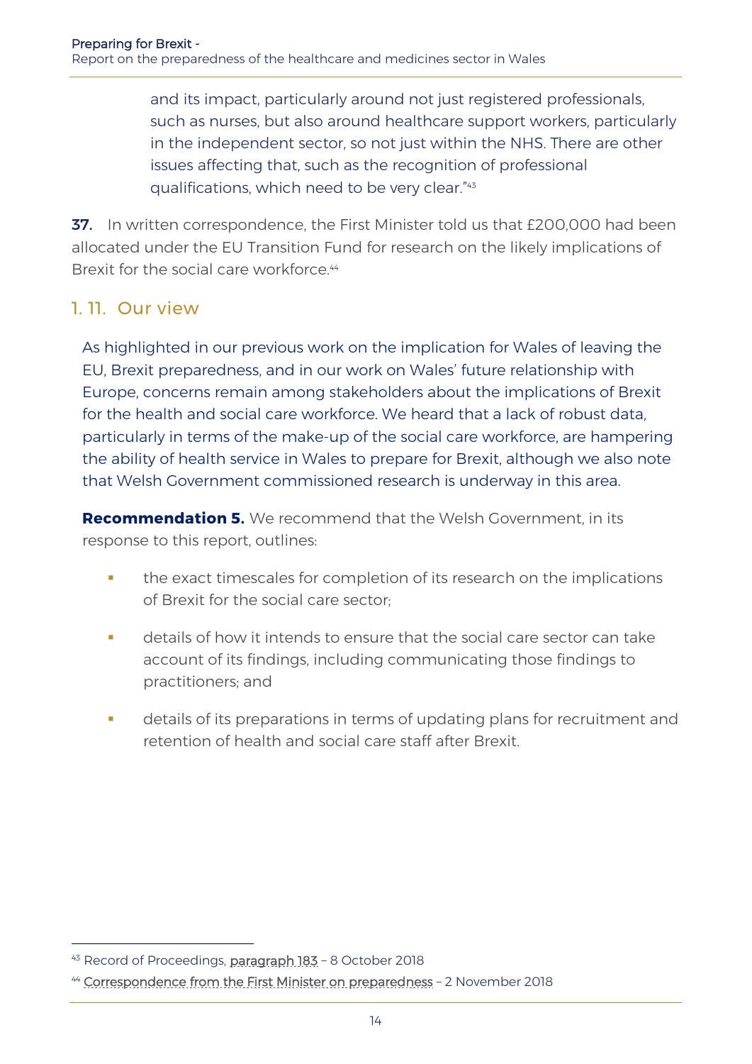and its impact, particularly around not just registered professionals, such as nurses, but also around healthcare support workers, particularly in the independent sector, so not just within the NHS. There are other issues affecting that, such as the recognition of professional qualifications, which need to be very clear."[43]

**37.** In written correspondence, the First Minister told us that £200,000 had been allocated under the EU Transition Fund for research on the likely implications of Brexit for the social care workforce.[44]

## 1. 11. Our view

As highlighted in our previous work on the implication for Wales of leaving the EU, Brexit preparedness, and in our work on Wales' future relationship with Europe, concerns remain among stakeholders about the implications of Brexit for the health and social care workforce. We heard that a lack of robust data, particularly in terms of the make-up of the social care workforce, are hampering the ability of health service in Wales to prepare for Brexit, although we also note that Welsh Government commissioned research is underway in this area.

**Recommendation 5.** We recommend that the Welsh Government, in its response to this report, outlines:

- the exact timescales for completion of its research on the implications of Brexit for the social care sector;
- details of how it intends to ensure that the social care sector can take account of its findings, including communicating those findings to practitioners; and
- details of its preparations in terms of updating plans for recruitment and retention of health and social care staff after Brexit.

---

[43] Record of Proceedings, paragraph 183 – 8 October 2018

[44] Correspondence from the First Minister on preparedness – 2 November 2018